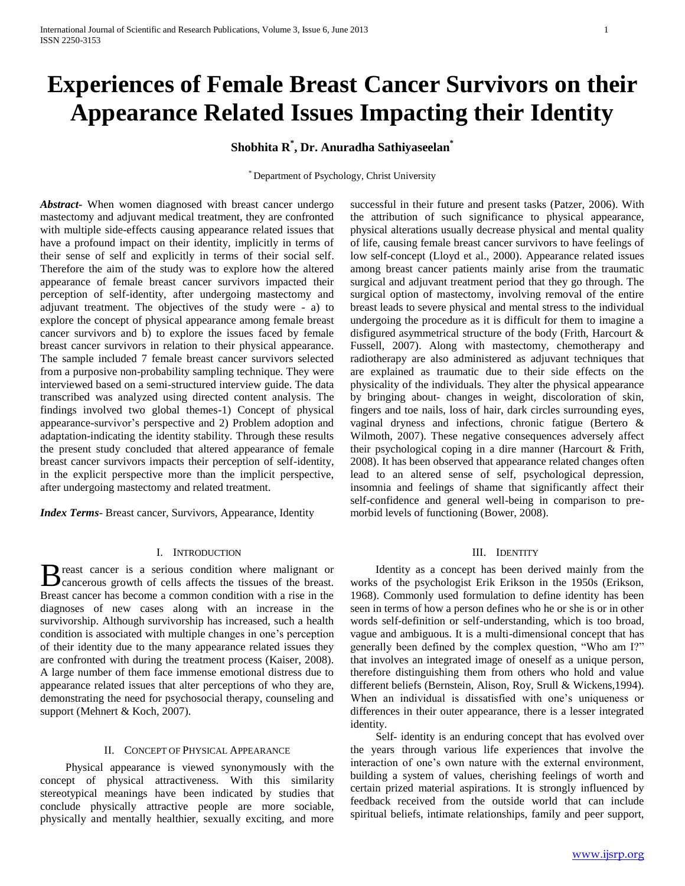# Experiences of Female Breast Cancer Survivors on their Appearance Related Issues Impacting their Identity

**Shobhita R[*], Dr. Anuradha Sathiyaseelan[*]**

[*] Department of Psychology, Christ University

***Abstract*-** When women diagnosed with breast cancer undergo mastectomy and adjuvant medical treatment, they are confronted with multiple side-effects causing appearance related issues that have a profound impact on their identity, implicitly in terms of their sense of self and explicitly in terms of their social self. Therefore the aim of the study was to explore how the altered appearance of female breast cancer survivors impacted their perception of self-identity, after undergoing mastectomy and adjuvant treatment. The objectives of the study were - a) to explore the concept of physical appearance among female breast cancer survivors and b) to explore the issues faced by female breast cancer survivors in relation to their physical appearance. The sample included 7 female breast cancer survivors selected from a purposive non-probability sampling technique. They were interviewed based on a semi-structured interview guide. The data transcribed was analyzed using directed content analysis. The findings involved two global themes-1) Concept of physical appearance-survivor's perspective and 2) Problem adoption and adaptation-indicating the identity stability. Through these results the present study concluded that altered appearance of female breast cancer survivors impacts their perception of self-identity, in the explicit perspective more than the implicit perspective, after undergoing mastectomy and related treatment.

***Index Terms*-** Breast cancer, Survivors, Appearance, Identity

## I. Introduction

Breast cancer is a serious condition where malignant or cancerous growth of cells affects the tissues of the breast. Breast cancer has become a common condition with a rise in the diagnoses of new cases along with an increase in the survivorship. Although survivorship has increased, such a health condition is associated with multiple changes in one's perception of their identity due to the many appearance related issues they are confronted with during the treatment process (Kaiser, 2008). A large number of them face immense emotional distress due to appearance related issues that alter perceptions of who they are, demonstrating the need for psychosocial therapy, counseling and support (Mehnert & Koch, 2007).

## II. Concept of Physical Appearance

Physical appearance is viewed synonymously with the concept of physical attractiveness. With this similarity stereotypical meanings have been indicated by studies that conclude physically attractive people are more sociable, physically and mentally healthier, sexually exciting, and more successful in their future and present tasks (Patzer, 2006). With the attribution of such significance to physical appearance, physical alterations usually decrease physical and mental quality of life, causing female breast cancer survivors to have feelings of low self-concept (Lloyd et al., 2000). Appearance related issues among breast cancer patients mainly arise from the traumatic surgical and adjuvant treatment period that they go through. The surgical option of mastectomy, involving removal of the entire breast leads to severe physical and mental stress to the individual undergoing the procedure as it is difficult for them to imagine a disfigured asymmetrical structure of the body (Frith, Harcourt & Fussell, 2007). Along with mastectomy, chemotherapy and radiotherapy are also administered as adjuvant techniques that are explained as traumatic due to their side effects on the physicality of the individuals. They alter the physical appearance by bringing about- changes in weight, discoloration of skin, fingers and toe nails, loss of hair, dark circles surrounding eyes, vaginal dryness and infections, chronic fatigue (Bertero & Wilmoth, 2007). These negative consequences adversely affect their psychological coping in a dire manner (Harcourt & Frith, 2008). It has been observed that appearance related changes often lead to an altered sense of self, psychological depression, insomnia and feelings of shame that significantly affect their self-confidence and general well-being in comparison to pre-morbid levels of functioning (Bower, 2008).

## III. Identity

Identity as a concept has been derived mainly from the works of the psychologist Erik Erikson in the 1950s (Erikson, 1968). Commonly used formulation to define identity has been seen in terms of how a person defines who he or she is or in other words self-definition or self-understanding, which is too broad, vague and ambiguous. It is a multi-dimensional concept that has generally been defined by the complex question, "Who am I?" that involves an integrated image of oneself as a unique person, therefore distinguishing them from others who hold and value different beliefs (Bernstein, Alison, Roy, Srull & Wickens,1994). When an individual is dissatisfied with one's uniqueness or differences in their outer appearance, there is a lesser integrated identity.

Self- identity is an enduring concept that has evolved over the years through various life experiences that involve the interaction of one's own nature with the external environment, building a system of values, cherishing feelings of worth and certain prized material aspirations. It is strongly influenced by feedback received from the outside world that can include spiritual beliefs, intimate relationships, family and peer support,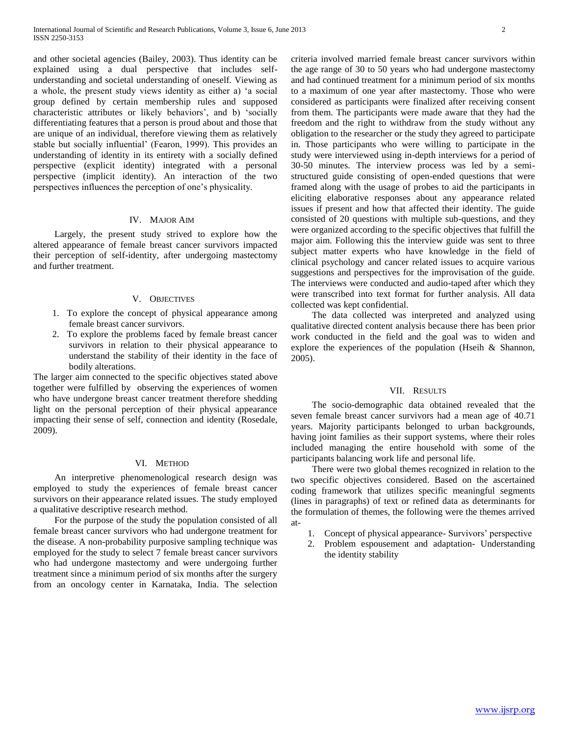and other societal agencies (Bailey, 2003). Thus identity can be explained using a dual perspective that includes self-understanding and societal understanding of oneself. Viewing as a whole, the present study views identity as either a) 'a social group defined by certain membership rules and supposed characteristic attributes or likely behaviors', and b) 'socially differentiating features that a person is proud about and those that are unique of an individual, therefore viewing them as relatively stable but socially influential' (Fearon, 1999). This provides an understanding of identity in its entirety with a socially defined perspective (explicit identity) integrated with a personal perspective (implicit identity). An interaction of the two perspectives influences the perception of one's physicality.

## IV. Major Aim

Largely, the present study strived to explore how the altered appearance of female breast cancer survivors impacted their perception of self-identity, after undergoing mastectomy and further treatment.

## V. Objectives

1. To explore the concept of physical appearance among female breast cancer survivors.
2. To explore the problems faced by female breast cancer survivors in relation to their physical appearance to understand the stability of their identity in the face of bodily alterations.

The larger aim connected to the specific objectives stated above together were fulfilled by observing the experiences of women who have undergone breast cancer treatment therefore shedding light on the personal perception of their physical appearance impacting their sense of self, connection and identity (Rosedale, 2009).

## VI. Method

An interpretive phenomenological research design was employed to study the experiences of female breast cancer survivors on their appearance related issues. The study employed a qualitative descriptive research method.

For the purpose of the study the population consisted of all female breast cancer survivors who had undergone treatment for the disease. A non-probability purposive sampling technique was employed for the study to select 7 female breast cancer survivors who had undergone mastectomy and were undergoing further treatment since a minimum period of six months after the surgery from an oncology center in Karnataka, India. The selection criteria involved married female breast cancer survivors within the age range of 30 to 50 years who had undergone mastectomy and had continued treatment for a minimum period of six months to a maximum of one year after mastectomy. Those who were considered as participants were finalized after receiving consent from them. The participants were made aware that they had the freedom and the right to withdraw from the study without any obligation to the researcher or the study they agreed to participate in. Those participants who were willing to participate in the study were interviewed using in-depth interviews for a period of 30-50 minutes. The interview process was led by a semi-structured guide consisting of open-ended questions that were framed along with the usage of probes to aid the participants in eliciting elaborative responses about any appearance related issues if present and how that affected their identity. The guide consisted of 20 questions with multiple sub-questions, and they were organized according to the specific objectives that fulfill the major aim. Following this the interview guide was sent to three subject matter experts who have knowledge in the field of clinical psychology and cancer related issues to acquire various suggestions and perspectives for the improvisation of the guide. The interviews were conducted and audio-taped after which they were transcribed into text format for further analysis. All data collected was kept confidential.

The data collected was interpreted and analyzed using qualitative directed content analysis because there has been prior work conducted in the field and the goal was to widen and explore the experiences of the population (Hseih & Shannon, 2005).

## VII. Results

The socio-demographic data obtained revealed that the seven female breast cancer survivors had a mean age of 40.71 years. Majority participants belonged to urban backgrounds, having joint families as their support systems, where their roles included managing the entire household with some of the participants balancing work life and personal life.

There were two global themes recognized in relation to the two specific objectives considered. Based on the ascertained coding framework that utilizes specific meaningful segments (lines in paragraphs) of text or refined data as determinants for the formulation of themes, the following were the themes arrived at-

1. Concept of physical appearance- Survivors' perspective
2. Problem espousement and adaptation- Understanding the identity stability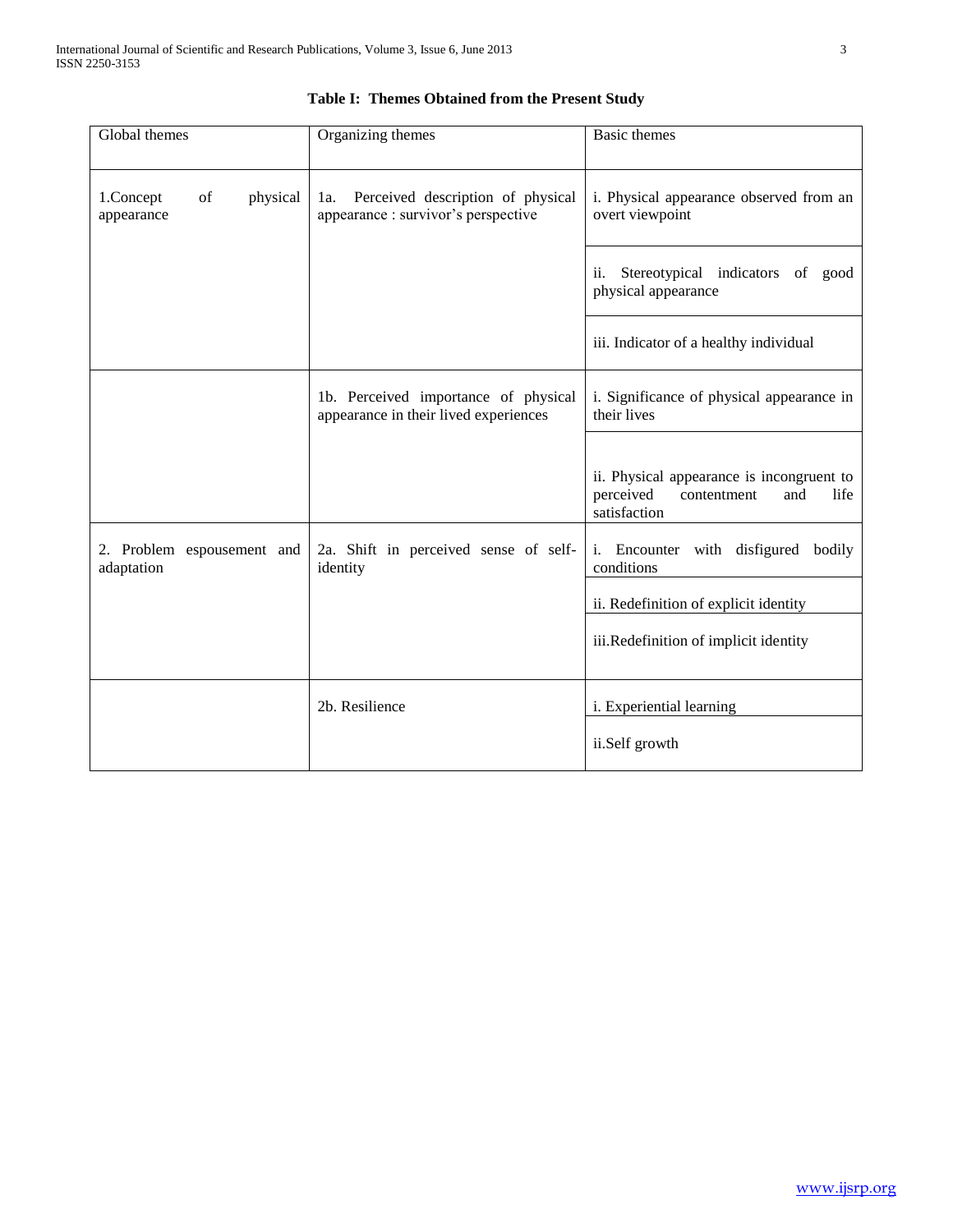**Table I: Themes Obtained from the Present Study**

| Global themes | Organizing themes | Basic themes |
|---|---|---|
| 1.Concept of physical appearance | 1a. Perceived description of physical appearance : survivor's perspective | i. Physical appearance observed from an overt viewpoint |
| | | ii. Stereotypical indicators of good physical appearance |
| | | iii. Indicator of a healthy individual |
| | 1b. Perceived importance of physical appearance in their lived experiences | i. Significance of physical appearance in their lives |
| | | ii. Physical appearance is incongruent to perceived contentment and life satisfaction |
| 2. Problem espousement and adaptation | 2a. Shift in perceived sense of self-identity | i. Encounter with disfigured bodily conditions |
| | | ii. Redefinition of explicit identity |
| | | iii.Redefinition of implicit identity |
| | 2b. Resilience | i. Experiential learning |
| | | ii.Self growth |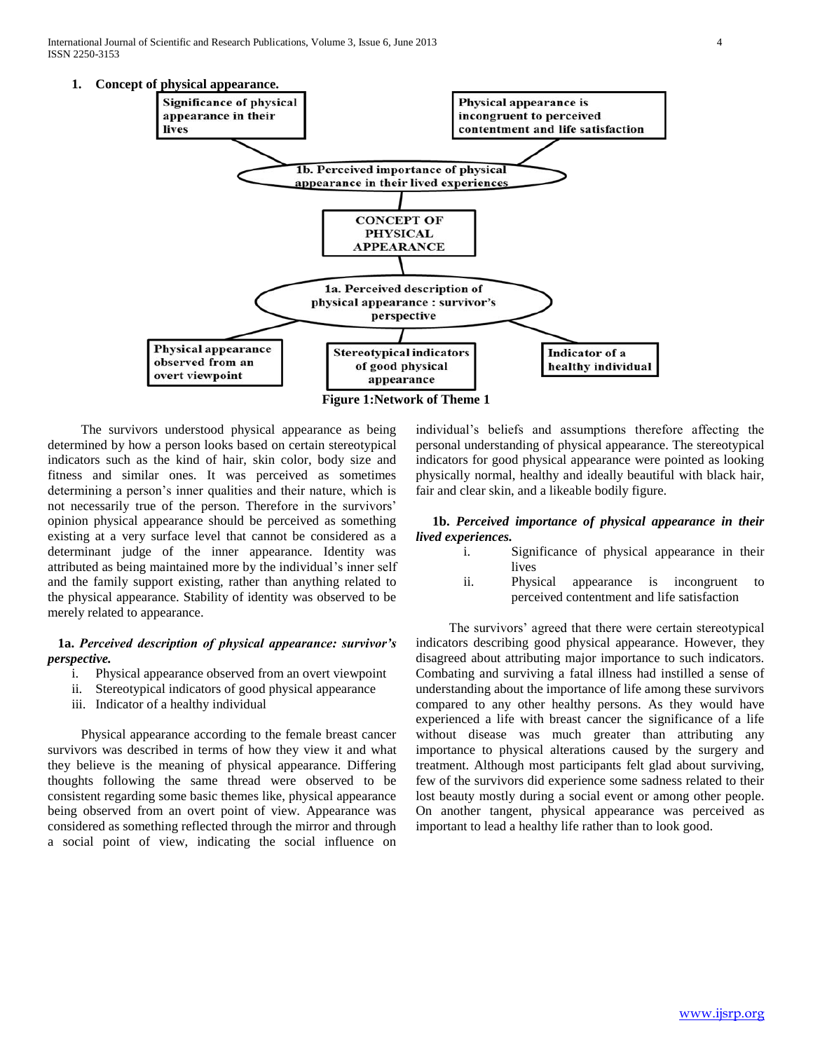## 1. Concept of physical appearance.

Significance of physical appearance in their lives

Physical appearance is incongruent to perceived contentment and life satisfaction

1b. Perceived importance of physical appearance in their lived experiences

CONCEPT OF PHYSICAL APPEARANCE

1a. Perceived description of physical appearance : survivor's perspective

Physical appearance observed from an overt viewpoint

Stereotypical indicators of good physical appearance

Indicator of a healthy individual

**Figure 1:Network of Theme 1**

The survivors understood physical appearance as being determined by how a person looks based on certain stereotypical indicators such as the kind of hair, skin color, body size and fitness and similar ones. It was perceived as sometimes determining a person's inner qualities and their nature, which is not necessarily true of the person. Therefore in the survivors' opinion physical appearance should be perceived as something existing at a very surface level that cannot be considered as a determinant judge of the inner appearance. Identity was attributed as being maintained more by the individual's inner self and the family support existing, rather than anything related to the physical appearance. Stability of identity was observed to be merely related to appearance.

**1a.** ***Perceived description of physical appearance: survivor's perspective.***

i. Physical appearance observed from an overt viewpoint
ii. Stereotypical indicators of good physical appearance
iii. Indicator of a healthy individual

Physical appearance according to the female breast cancer survivors was described in terms of how they view it and what they believe is the meaning of physical appearance. Differing thoughts following the same thread were observed to be consistent regarding some basic themes like, physical appearance being observed from an overt point of view. Appearance was considered as something reflected through the mirror and through a social point of view, indicating the social influence on individual's beliefs and assumptions therefore affecting the personal understanding of physical appearance. The stereotypical indicators for good physical appearance were pointed as looking physically normal, healthy and ideally beautiful with black hair, fair and clear skin, and a likeable bodily figure.

**1b.** ***Perceived importance of physical appearance in their lived experiences.***

i. Significance of physical appearance in their lives
ii. Physical appearance is incongruent to perceived contentment and life satisfaction

The survivors' agreed that there were certain stereotypical indicators describing good physical appearance. However, they disagreed about attributing major importance to such indicators. Combating and surviving a fatal illness had instilled a sense of understanding about the importance of life among these survivors compared to any other healthy persons. As they would have experienced a life with breast cancer the significance of a life without disease was much greater than attributing any importance to physical alterations caused by the surgery and treatment. Although most participants felt glad about surviving, few of the survivors did experience some sadness related to their lost beauty mostly during a social event or among other people. On another tangent, physical appearance was perceived as important to lead a healthy life rather than to look good.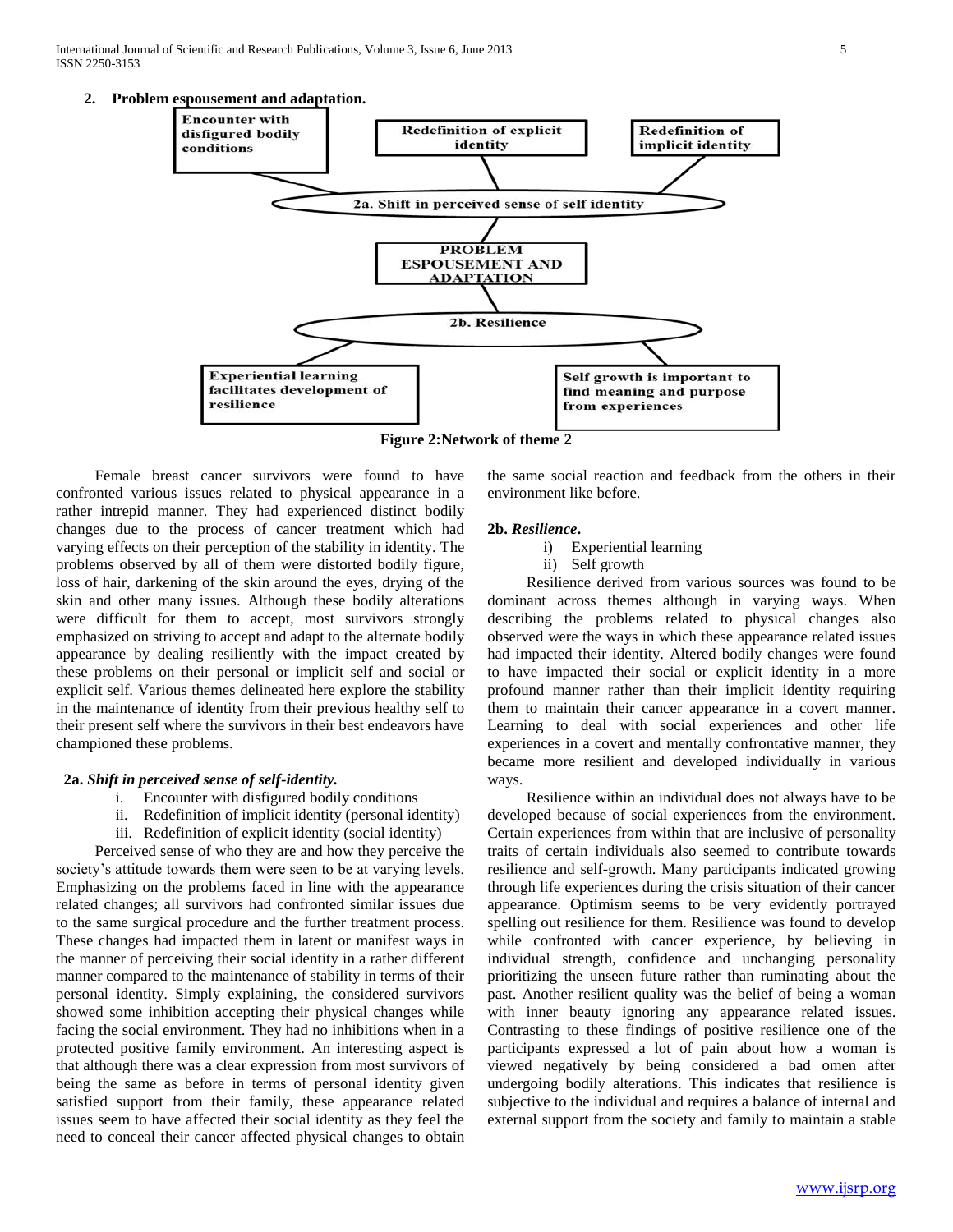**2. Problem espousement and adaptation.**

Encounter with disfigured bodily conditions

Redefinition of explicit identity

Redefinition of implicit identity

2a. Shift in perceived sense of self identity

PROBLEM ESPOUSEMENT AND ADAPTATION

2b. Resilience

Experiential learning facilitates development of resilience

Self growth is important to find meaning and purpose from experiences

**Figure 2:Network of theme 2**

Female breast cancer survivors were found to have confronted various issues related to physical appearance in a rather intrepid manner. They had experienced distinct bodily changes due to the process of cancer treatment which had varying effects on their perception of the stability in identity. The problems observed by all of them were distorted bodily figure, loss of hair, darkening of the skin around the eyes, drying of the skin and other many issues. Although these bodily alterations were difficult for them to accept, most survivors strongly emphasized on striving to accept and adapt to the alternate bodily appearance by dealing resiliently with the impact created by these problems on their personal or implicit self and social or explicit self. Various themes delineated here explore the stability in the maintenance of identity from their previous healthy self to their present self where the survivors in their best endeavors have championed these problems.

**2a.** ***Shift in perceived sense of self-identity.***

i. Encounter with disfigured bodily conditions
ii. Redefinition of implicit identity (personal identity)
iii. Redefinition of explicit identity (social identity)

Perceived sense of who they are and how they perceive the society's attitude towards them were seen to be at varying levels. Emphasizing on the problems faced in line with the appearance related changes; all survivors had confronted similar issues due to the same surgical procedure and the further treatment process. These changes had impacted them in latent or manifest ways in the manner of perceiving their social identity in a rather different manner compared to the maintenance of stability in terms of their personal identity. Simply explaining, the considered survivors showed some inhibition accepting their physical changes while facing the social environment. They had no inhibitions when in a protected positive family environment. An interesting aspect is that although there was a clear expression from most survivors of being the same as before in terms of personal identity given satisfied support from their family, these appearance related issues seem to have affected their social identity as they feel the need to conceal their cancer affected physical changes to obtain the same social reaction and feedback from the others in their environment like before.

**2b.** ***Resilience.***

i) Experiential learning
ii) Self growth

Resilience derived from various sources was found to be dominant across themes although in varying ways. When describing the problems related to physical changes also observed were the ways in which these appearance related issues had impacted their identity. Altered bodily changes were found to have impacted their social or explicit identity in a more profound manner rather than their implicit identity requiring them to maintain their cancer appearance in a covert manner. Learning to deal with social experiences and other life experiences in a covert and mentally confrontative manner, they became more resilient and developed individually in various ways.

Resilience within an individual does not always have to be developed because of social experiences from the environment. Certain experiences from within that are inclusive of personality traits of certain individuals also seemed to contribute towards resilience and self-growth. Many participants indicated growing through life experiences during the crisis situation of their cancer appearance. Optimism seems to be very evidently portrayed spelling out resilience for them. Resilience was found to develop while confronted with cancer experience, by believing in individual strength, confidence and unchanging personality prioritizing the unseen future rather than ruminating about the past. Another resilient quality was the belief of being a woman with inner beauty ignoring any appearance related issues. Contrasting to these findings of positive resilience one of the participants expressed a lot of pain about how a woman is viewed negatively by being considered a bad omen after undergoing bodily alterations. This indicates that resilience is subjective to the individual and requires a balance of internal and external support from the society and family to maintain a stable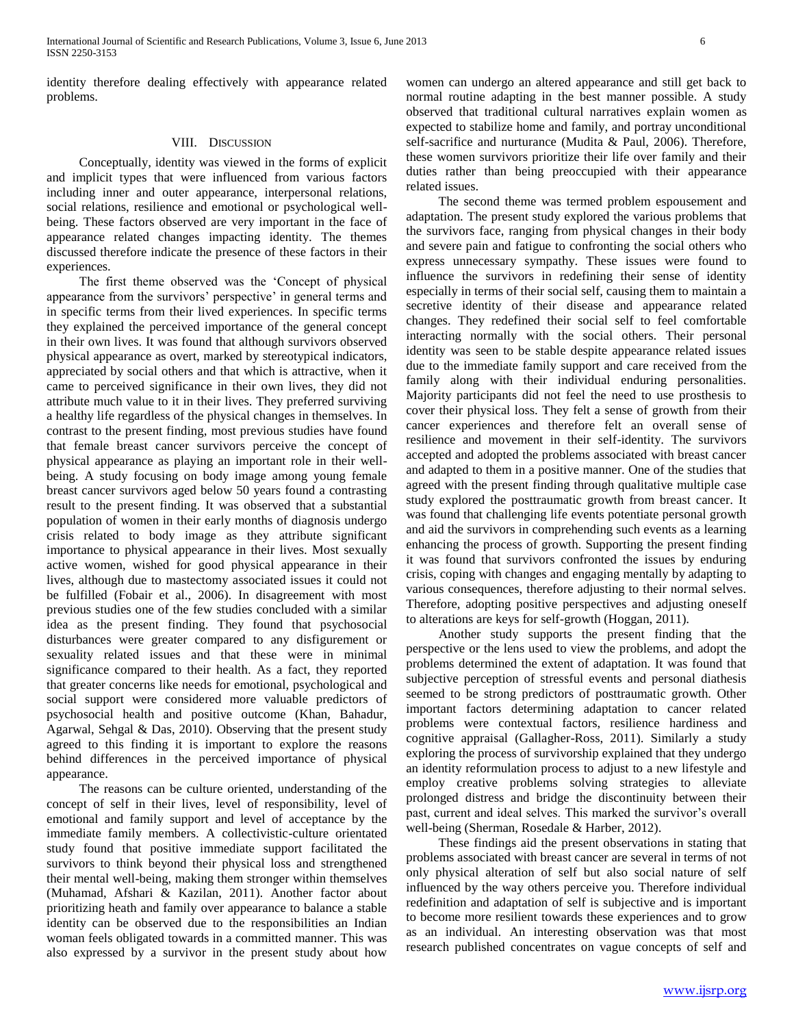identity therefore dealing effectively with appearance related problems.

## VIII. Discussion

Conceptually, identity was viewed in the forms of explicit and implicit types that were influenced from various factors including inner and outer appearance, interpersonal relations, social relations, resilience and emotional or psychological well-being. These factors observed are very important in the face of appearance related changes impacting identity. The themes discussed therefore indicate the presence of these factors in their experiences.

The first theme observed was the 'Concept of physical appearance from the survivors' perspective' in general terms and in specific terms from their lived experiences. In specific terms they explained the perceived importance of the general concept in their own lives. It was found that although survivors observed physical appearance as overt, marked by stereotypical indicators, appreciated by social others and that which is attractive, when it came to perceived significance in their own lives, they did not attribute much value to it in their lives. They preferred surviving a healthy life regardless of the physical changes in themselves. In contrast to the present finding, most previous studies have found that female breast cancer survivors perceive the concept of physical appearance as playing an important role in their well-being. A study focusing on body image among young female breast cancer survivors aged below 50 years found a contrasting result to the present finding. It was observed that a substantial population of women in their early months of diagnosis undergo crisis related to body image as they attribute significant importance to physical appearance in their lives. Most sexually active women, wished for good physical appearance in their lives, although due to mastectomy associated issues it could not be fulfilled (Fobair et al., 2006). In disagreement with most previous studies one of the few studies concluded with a similar idea as the present finding. They found that psychosocial disturbances were greater compared to any disfigurement or sexuality related issues and that these were in minimal significance compared to their health. As a fact, they reported that greater concerns like needs for emotional, psychological and social support were considered more valuable predictors of psychosocial health and positive outcome (Khan, Bahadur, Agarwal, Sehgal & Das, 2010). Observing that the present study agreed to this finding it is important to explore the reasons behind differences in the perceived importance of physical appearance.

The reasons can be culture oriented, understanding of the concept of self in their lives, level of responsibility, level of emotional and family support and level of acceptance by the immediate family members. A collectivistic-culture orientated study found that positive immediate support facilitated the survivors to think beyond their physical loss and strengthened their mental well-being, making them stronger within themselves (Muhamad, Afshari & Kazilan, 2011). Another factor about prioritizing heath and family over appearance to balance a stable identity can be observed due to the responsibilities an Indian woman feels obligated towards in a committed manner. This was also expressed by a survivor in the present study about how women can undergo an altered appearance and still get back to normal routine adapting in the best manner possible. A study observed that traditional cultural narratives explain women as expected to stabilize home and family, and portray unconditional self-sacrifice and nurturance (Mudita & Paul, 2006). Therefore, these women survivors prioritize their life over family and their duties rather than being preoccupied with their appearance related issues.

The second theme was termed problem espousement and adaptation. The present study explored the various problems that the survivors face, ranging from physical changes in their body and severe pain and fatigue to confronting the social others who express unnecessary sympathy. These issues were found to influence the survivors in redefining their sense of identity especially in terms of their social self, causing them to maintain a secretive identity of their disease and appearance related changes. They redefined their social self to feel comfortable interacting normally with the social others. Their personal identity was seen to be stable despite appearance related issues due to the immediate family support and care received from the family along with their individual enduring personalities. Majority participants did not feel the need to use prosthesis to cover their physical loss. They felt a sense of growth from their cancer experiences and therefore felt an overall sense of resilience and movement in their self-identity. The survivors accepted and adopted the problems associated with breast cancer and adapted to them in a positive manner. One of the studies that agreed with the present finding through qualitative multiple case study explored the posttraumatic growth from breast cancer. It was found that challenging life events potentiate personal growth and aid the survivors in comprehending such events as a learning enhancing the process of growth. Supporting the present finding it was found that survivors confronted the issues by enduring crisis, coping with changes and engaging mentally by adapting to various consequences, therefore adjusting to their normal selves. Therefore, adopting positive perspectives and adjusting oneself to alterations are keys for self-growth (Hoggan, 2011).

Another study supports the present finding that the perspective or the lens used to view the problems, and adopt the problems determined the extent of adaptation. It was found that subjective perception of stressful events and personal diathesis seemed to be strong predictors of posttraumatic growth. Other important factors determining adaptation to cancer related problems were contextual factors, resilience hardiness and cognitive appraisal (Gallagher-Ross, 2011). Similarly a study exploring the process of survivorship explained that they undergo an identity reformulation process to adjust to a new lifestyle and employ creative problems solving strategies to alleviate prolonged distress and bridge the discontinuity between their past, current and ideal selves. This marked the survivor's overall well-being (Sherman, Rosedale & Harber, 2012).

These findings aid the present observations in stating that problems associated with breast cancer are several in terms of not only physical alteration of self but also social nature of self influenced by the way others perceive you. Therefore individual redefinition and adaptation of self is subjective and is important to become more resilient towards these experiences and to grow as an individual. An interesting observation was that most research published concentrates on vague concepts of self and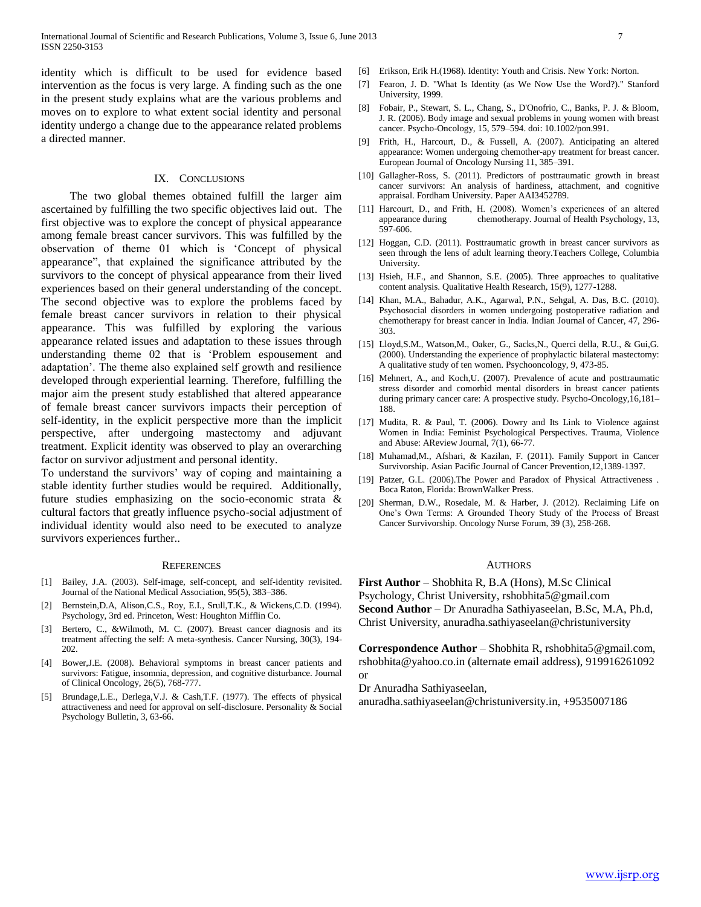identity which is difficult to be used for evidence based intervention as the focus is very large. A finding such as the one in the present study explains what are the various problems and moves on to explore to what extent social identity and personal identity undergo a change due to the appearance related problems a directed manner.

## IX. Conclusions

The two global themes obtained fulfill the larger aim ascertained by fulfilling the two specific objectives laid out. The first objective was to explore the concept of physical appearance among female breast cancer survivors. This was fulfilled by the observation of theme 01 which is 'Concept of physical appearance", that explained the significance attributed by the survivors to the concept of physical appearance from their lived experiences based on their general understanding of the concept. The second objective was to explore the problems faced by female breast cancer survivors in relation to their physical appearance. This was fulfilled by exploring the various appearance related issues and adaptation to these issues through understanding theme 02 that is 'Problem espousement and adaptation'. The theme also explained self growth and resilience developed through experiential learning. Therefore, fulfilling the major aim the present study established that altered appearance of female breast cancer survivors impacts their perception of self-identity, in the explicit perspective more than the implicit perspective, after undergoing mastectomy and adjuvant treatment. Explicit identity was observed to play an overarching factor on survivor adjustment and personal identity.

To understand the survivors' way of coping and maintaining a stable identity further studies would be required. Additionally, future studies emphasizing on the socio-economic strata & cultural factors that greatly influence psycho-social adjustment of individual identity would also need to be executed to analyze survivors experiences further..

## References

[1] Bailey, J.A. (2003). Self-image, self-concept, and self-identity revisited. Journal of the National Medical Association, 95(5), 383–386.

[2] Bernstein,D.A, Alison,C.S., Roy, E.I., Srull,T.K., & Wickens,C.D. (1994). Psychology, 3rd ed. Princeton, West: Houghton Mifflin Co.

[3] Bertero, C., &Wilmoth, M. C. (2007). Breast cancer diagnosis and its treatment affecting the self: A meta-synthesis. Cancer Nursing, 30(3), 194-202.

[4] Bower,J.E. (2008). Behavioral symptoms in breast cancer patients and survivors: Fatigue, insomnia, depression, and cognitive disturbance. Journal of Clinical Oncology, 26(5), 768-777.

[5] Brundage,L.E., Derlega,V.J. & Cash,T.F. (1977). The effects of physical attractiveness and need for approval on self-disclosure. Personality & Social Psychology Bulletin, 3, 63-66.

[6] Erikson, Erik H.(1968). Identity: Youth and Crisis. New York: Norton.

[7] Fearon, J. D. "What Is Identity (as We Now Use the Word?)." Stanford University, 1999.

[8] Fobair, P., Stewart, S. L., Chang, S., D'Onofrio, C., Banks, P. J. & Bloom, J. R. (2006). Body image and sexual problems in young women with breast cancer. Psycho-Oncology, 15, 579–594. doi: 10.1002/pon.991.

[9] Frith, H., Harcourt, D., & Fussell, A. (2007). Anticipating an altered appearance: Women undergoing chemother-apy treatment for breast cancer. European Journal of Oncology Nursing 11, 385–391.

[10] Gallagher-Ross, S. (2011). Predictors of posttraumatic growth in breast cancer survivors: An analysis of hardiness, attachment, and cognitive appraisal. Fordham University. Paper AAI3452789.

[11] Harcourt, D., and Frith, H. (2008). Women's experiences of an altered appearance during chemotherapy. Journal of Health Psychology, 13, 597-606.

[12] Hoggan, C.D. (2011). Posttraumatic growth in breast cancer survivors as seen through the lens of adult learning theory.Teachers College, Columbia University.

[13] Hsieh, H.F., and Shannon, S.E. (2005). Three approaches to qualitative content analysis. Qualitative Health Research, 15(9), 1277-1288.

[14] Khan, M.A., Bahadur, A.K., Agarwal, P.N., Sehgal, A. Das, B.C. (2010). Psychosocial disorders in women undergoing postoperative radiation and chemotherapy for breast cancer in India. Indian Journal of Cancer, 47, 296-303.

[15] Lloyd,S.M., Watson,M., Oaker, G., Sacks,N., Querci della, R.U., & Gui,G. (2000). Understanding the experience of prophylactic bilateral mastectomy: A qualitative study of ten women. Psychooncology, 9, 473-85.

[16] Mehnert, A., and Koch,U. (2007). Prevalence of acute and posttraumatic stress disorder and comorbid mental disorders in breast cancer patients during primary cancer care: A prospective study. Psycho-Oncology,16,181–188.

[17] Mudita, R. & Paul, T. (2006). Dowry and Its Link to Violence against Women in India: Feminist Psychological Perspectives. Trauma, Violence and Abuse: AReview Journal, 7(1), 66-77.

[18] Muhamad,M., Afshari, & Kazilan, F. (2011). Family Support in Cancer Survivorship. Asian Pacific Journal of Cancer Prevention,12,1389-1397.

[19] Patzer, G.L. (2006).The Power and Paradox of Physical Attractiveness . Boca Raton, Florida: BrownWalker Press.

[20] Sherman, D.W., Rosedale, M. & Harber, J. (2012). Reclaiming Life on One's Own Terms: A Grounded Theory Study of the Process of Breast Cancer Survivorship. Oncology Nurse Forum, 39 (3), 258-268.

## Authors

**First Author** – Shobhita R, B.A (Hons), M.Sc Clinical Psychology, Christ University, rshobhita5@gmail.com

**Second Author** – Dr Anuradha Sathiyaseelan, B.Sc, M.A, Ph.d, Christ University, anuradha.sathiyaseelan@christuniversity

**Correspondence Author** – Shobhita R, rshobhita5@gmail.com, rshobhita@yahoo.co.in (alternate email address), 919916261092 or

Dr Anuradha Sathiyaseelan, anuradha.sathiyaseelan@christuniversity.in, +9535007186